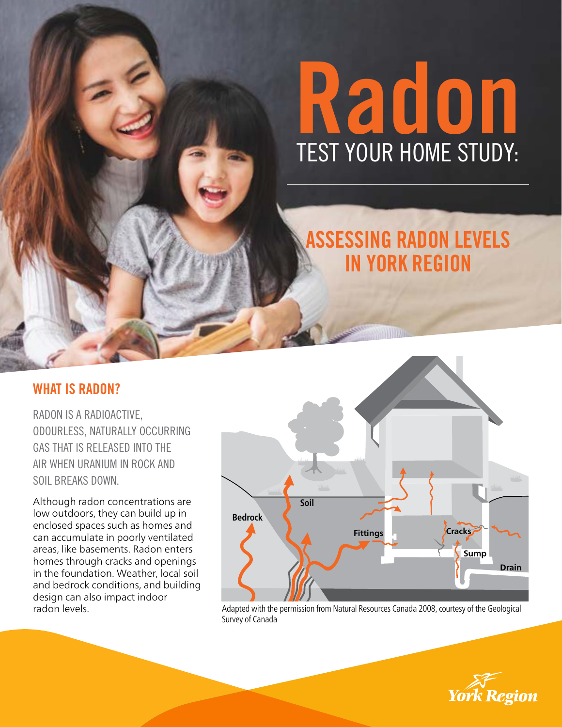# Radon

## TEST YOUR HOME STUDY:

## ASSESSING RADON LEVELS IN YORK REGION

### WHAT IS RADON?

RADON IS A RADIOACTIVE, ODOURLESS, NATURALLY OCCURRING GAS THAT IS RELEASED INTO THE AIR WHEN URANIUM IN ROCK AND SOIL BREAKS DOWN.

Although radon concentrations are low outdoors, they can build up in enclosed spaces such as homes and can accumulate in poorly ventilated areas, like basements. Radon enters homes through cracks and openings in the foundation. Weather, local soil and bedrock conditions, and building design can also impact indoor radon levels.

Soil
Bedrock
Fittings
Cracks
Sump
Drain

Adapted with the permission from Natural Resources Canada 2008, courtesy of the Geological Survey of Canada

York Region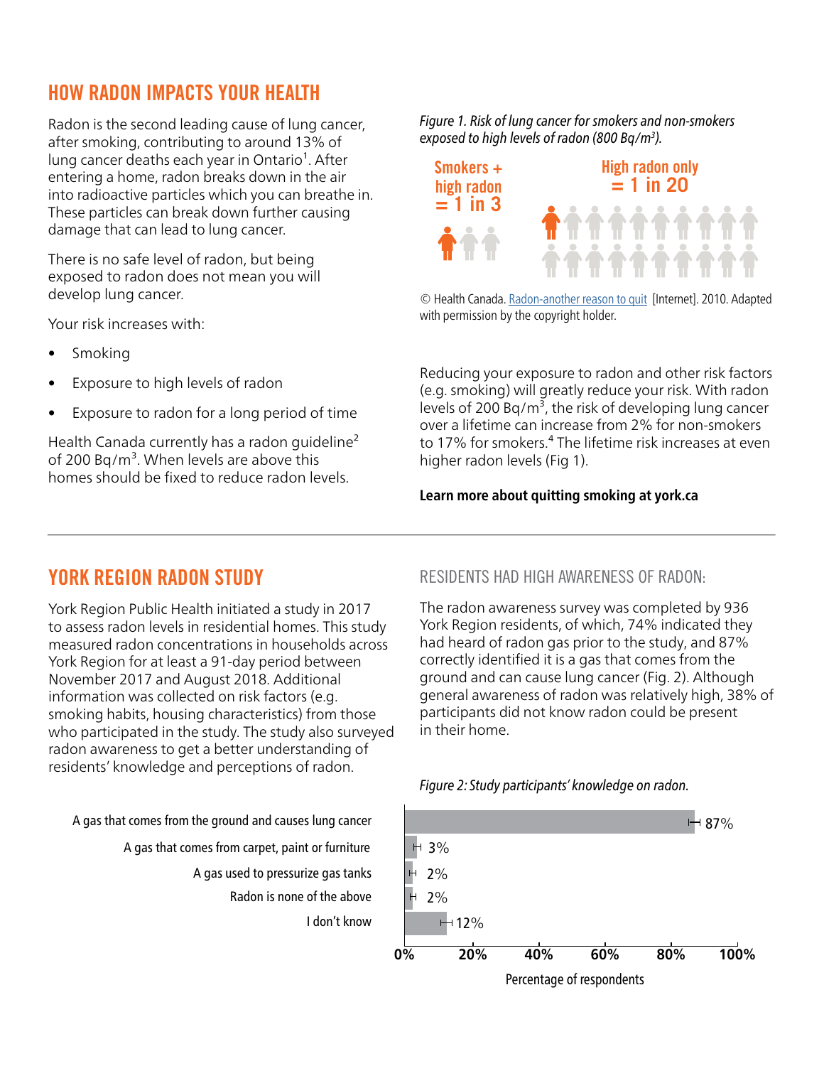## HOW RADON IMPACTS YOUR HEALTH

Radon is the second leading cause of lung cancer, after smoking, contributing to around 13% of lung cancer deaths each year in Ontario[1]. After entering a home, radon breaks down in the air into radioactive particles which you can breathe in. These particles can break down further causing damage that can lead to lung cancer.

There is no safe level of radon, but being exposed to radon does not mean you will develop lung cancer.

Your risk increases with:

- Smoking
- Exposure to high levels of radon
- Exposure to radon for a long period of time

Health Canada currently has a radon guideline[2] of 200 Bq/m$^3$. When levels are above this homes should be fixed to reduce radon levels.

*Figure 1. Risk of lung cancer for smokers and non-smokers exposed to high levels of radon (800 Bq/m$^3$).*

Smokers + high radon = 1 in 3

High radon only = 1 in 20

© Health Canada. Radon-another reason to quit [Internet]. 2010. Adapted with permission by the copyright holder.

Reducing your exposure to radon and other risk factors (e.g. smoking) will greatly reduce your risk. With radon levels of 200 Bq/m$^3$, the risk of developing lung cancer over a lifetime can increase from 2% for non-smokers to 17% for smokers.[4] The lifetime risk increases at even higher radon levels (Fig 1).

**Learn more about quitting smoking at york.ca**

## YORK REGION RADON STUDY

York Region Public Health initiated a study in 2017 to assess radon levels in residential homes. This study measured radon concentrations in households across York Region for at least a 91-day period between November 2017 and August 2018. Additional information was collected on risk factors (e.g. smoking habits, housing characteristics) from those who participated in the study. The study also surveyed radon awareness to get a better understanding of residents' knowledge and perceptions of radon.

### RESIDENTS HAD HIGH AWARENESS OF RADON:

The radon awareness survey was completed by 936 York Region residents, of which, 74% indicated they had heard of radon gas prior to the study, and 87% correctly identified it is a gas that comes from the ground and can cause lung cancer (Fig. 2). Although general awareness of radon was relatively high, 38% of participants did not know radon could be present in their home.

*Figure 2: Study participants' knowledge on radon.*

| Response | Percentage of respondents |
|---|---|
| A gas that comes from the ground and causes lung cancer | 87% |
| A gas that comes from carpet, paint or furniture | 3% |
| A gas used to pressurize gas tanks | 2% |
| Radon is none of the above | 2% |
| I don't know | 12% |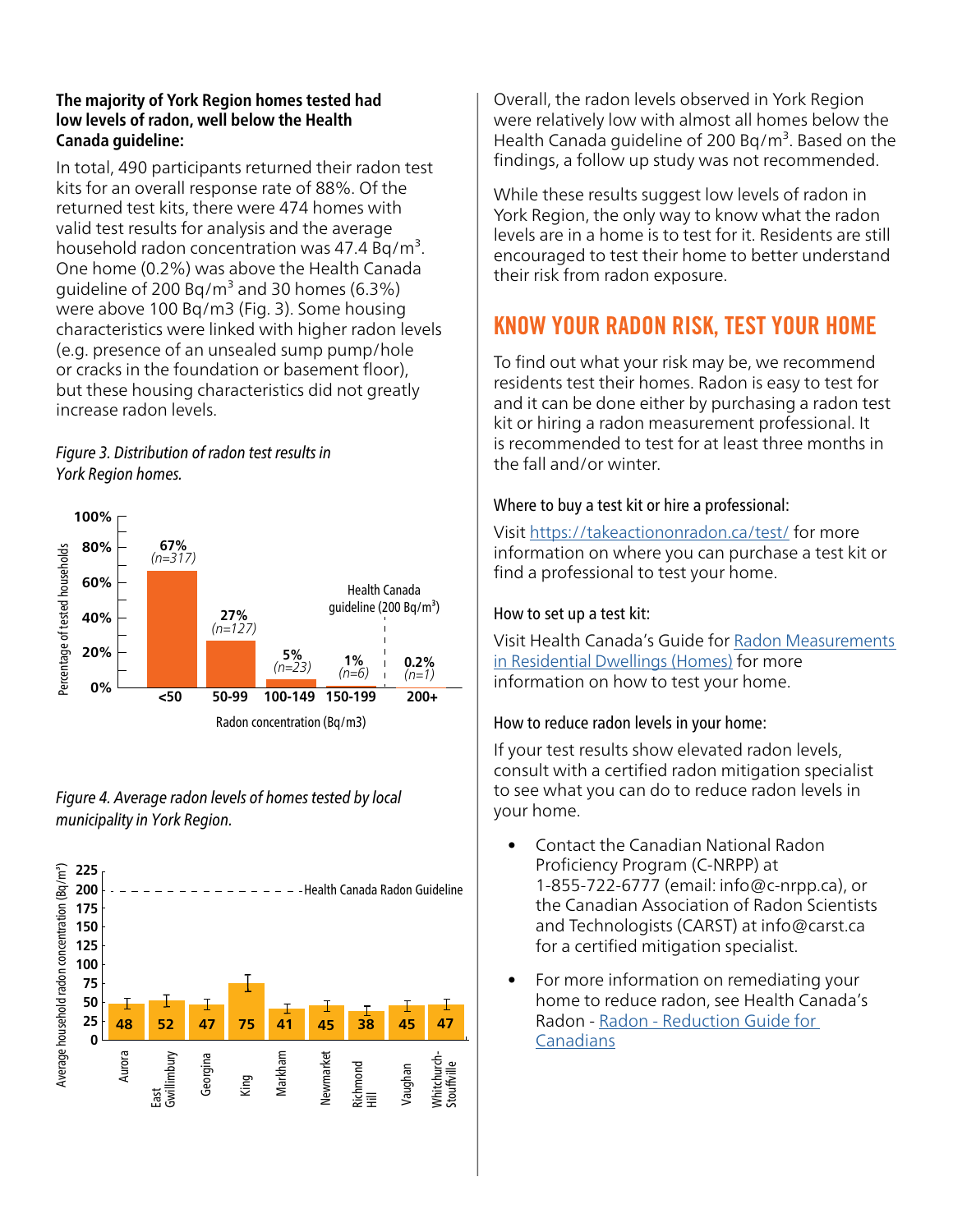**The majority of York Region homes tested had low levels of radon, well below the Health Canada guideline:**

In total, 490 participants returned their radon test kits for an overall response rate of 88%. Of the returned test kits, there were 474 homes with valid test results for analysis and the average household radon concentration was 47.4 Bq/m$^3$. One home (0.2%) was above the Health Canada guideline of 200 Bq/m$^3$ and 30 homes (6.3%) were above 100 Bq/m3 (Fig. 3). Some housing characteristics were linked with higher radon levels (e.g. presence of an unsealed sump pump/hole or cracks in the foundation or basement floor), but these housing characteristics did not greatly increase radon levels.

*Figure 3. Distribution of radon test results in York Region homes.*

| Radon concentration (Bq/m3) | Percentage of tested households |
|---|---|
| <50 | 67% (n=317) |
| 50-99 | 27% (n=127) |
| 100-149 | 5% (n=23) |
| 150-199 | 1% (n=6) |
| 200+ | 0.2% (n=1) |

Health Canada guideline (200 Bq/m$^3$)

*Figure 4. Average radon levels of homes tested by local municipality in York Region.*

| Municipality | Average household radon concentration (Bq/m$^3$) |
|---|---|
| Aurora | 48 |
| East Gwillimbury | 52 |
| Georgina | 47 |
| King | 75 |
| Markham | 41 |
| Newmarket | 45 |
| Richmond Hill | 38 |
| Vaughan | 45 |
| Whitchurch-Stouffville | 47 |

Health Canada Radon Guideline (200)

Overall, the radon levels observed in York Region were relatively low with almost all homes below the Health Canada guideline of 200 Bq/m$^3$. Based on the findings, a follow up study was not recommended.

While these results suggest low levels of radon in York Region, the only way to know what the radon levels are in a home is to test for it. Residents are still encouraged to test their home to better understand their risk from radon exposure.

## KNOW YOUR RADON RISK, TEST YOUR HOME

To find out what your risk may be, we recommend residents test their homes. Radon is easy to test for and it can be done either by purchasing a radon test kit or hiring a radon measurement professional. It is recommended to test for at least three months in the fall and/or winter.

### Where to buy a test kit or hire a professional:

Visit https://takeactiononradon.ca/test/ for more information on where you can purchase a test kit or find a professional to test your home.

### How to set up a test kit:

Visit Health Canada's Guide for Radon Measurements in Residential Dwellings (Homes) for more information on how to test your home.

### How to reduce radon levels in your home:

If your test results show elevated radon levels, consult with a certified radon mitigation specialist to see what you can do to reduce radon levels in your home.

- Contact the Canadian National Radon Proficiency Program (C-NRPP) at 1-855-722-6777 (email: info@c-nrpp.ca), or the Canadian Association of Radon Scientists and Technologists (CARST) at info@carst.ca for a certified mitigation specialist.
- For more information on remediating your home to reduce radon, see Health Canada's Radon - Radon - Reduction Guide for Canadians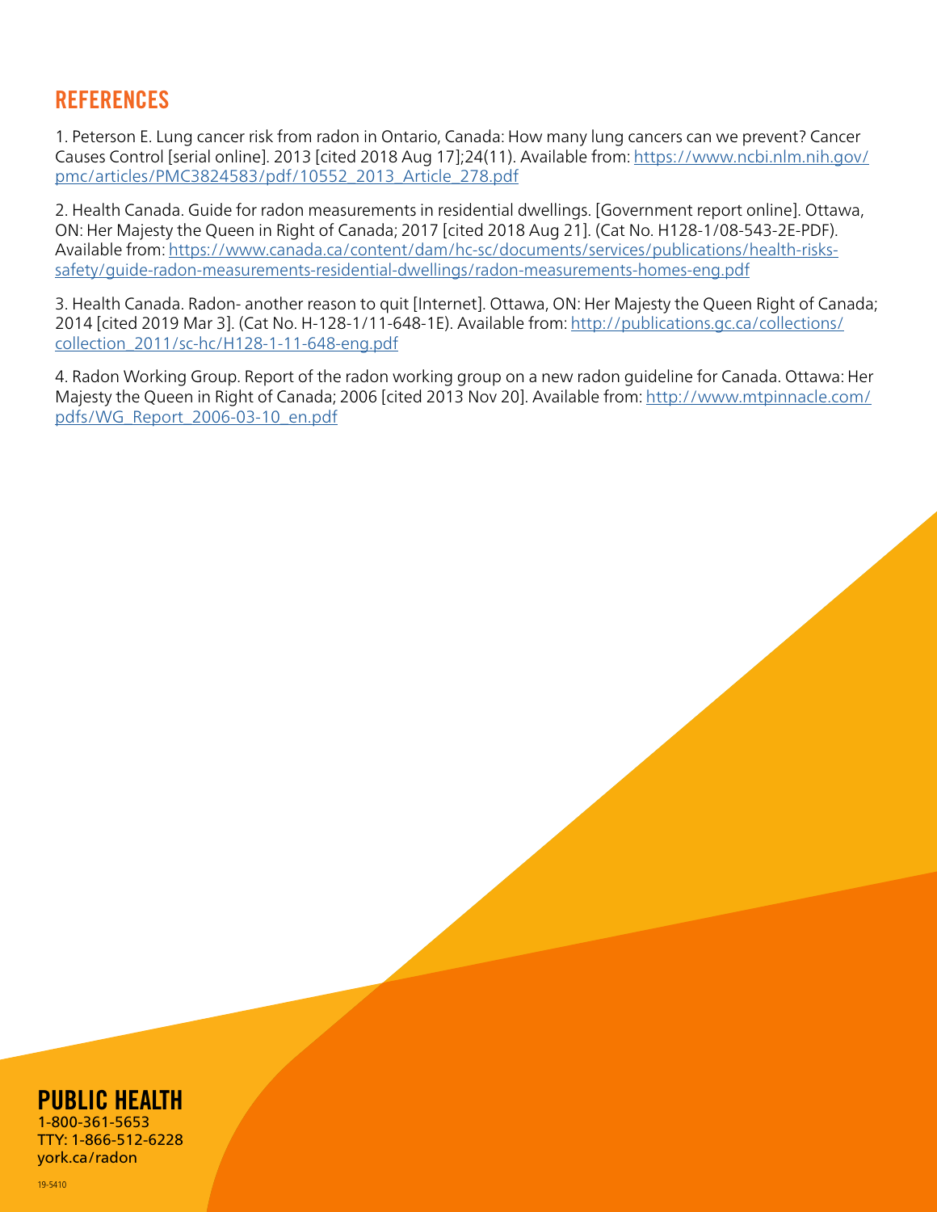## REFERENCES

1. Peterson E. Lung cancer risk from radon in Ontario, Canada: How many lung cancers can we prevent? Cancer Causes Control [serial online]. 2013 [cited 2018 Aug 17];24(11). Available from: https://www.ncbi.nlm.nih.gov/pmc/articles/PMC3824583/pdf/10552_2013_Article_278.pdf

2. Health Canada. Guide for radon measurements in residential dwellings. [Government report online]. Ottawa, ON: Her Majesty the Queen in Right of Canada; 2017 [cited 2018 Aug 21]. (Cat No. H128-1/08-543-2E-PDF). Available from: https://www.canada.ca/content/dam/hc-sc/documents/services/publications/health-risks-safety/guide-radon-measurements-residential-dwellings/radon-measurements-homes-eng.pdf

3. Health Canada. Radon- another reason to quit [Internet]. Ottawa, ON: Her Majesty the Queen Right of Canada; 2014 [cited 2019 Mar 3]. (Cat No. H-128-1/11-648-1E). Available from: http://publications.gc.ca/collections/collection_2011/sc-hc/H128-1-11-648-eng.pdf

4. Radon Working Group. Report of the radon working group on a new radon guideline for Canada. Ottawa: Her Majesty the Queen in Right of Canada; 2006 [cited 2013 Nov 20]. Available from: http://www.mtpinnacle.com/pdfs/WG_Report_2006-03-10_en.pdf

**PUBLIC HEALTH**
1-800-361-5653
TTY: 1-866-512-6228
york.ca/radon

19-5410